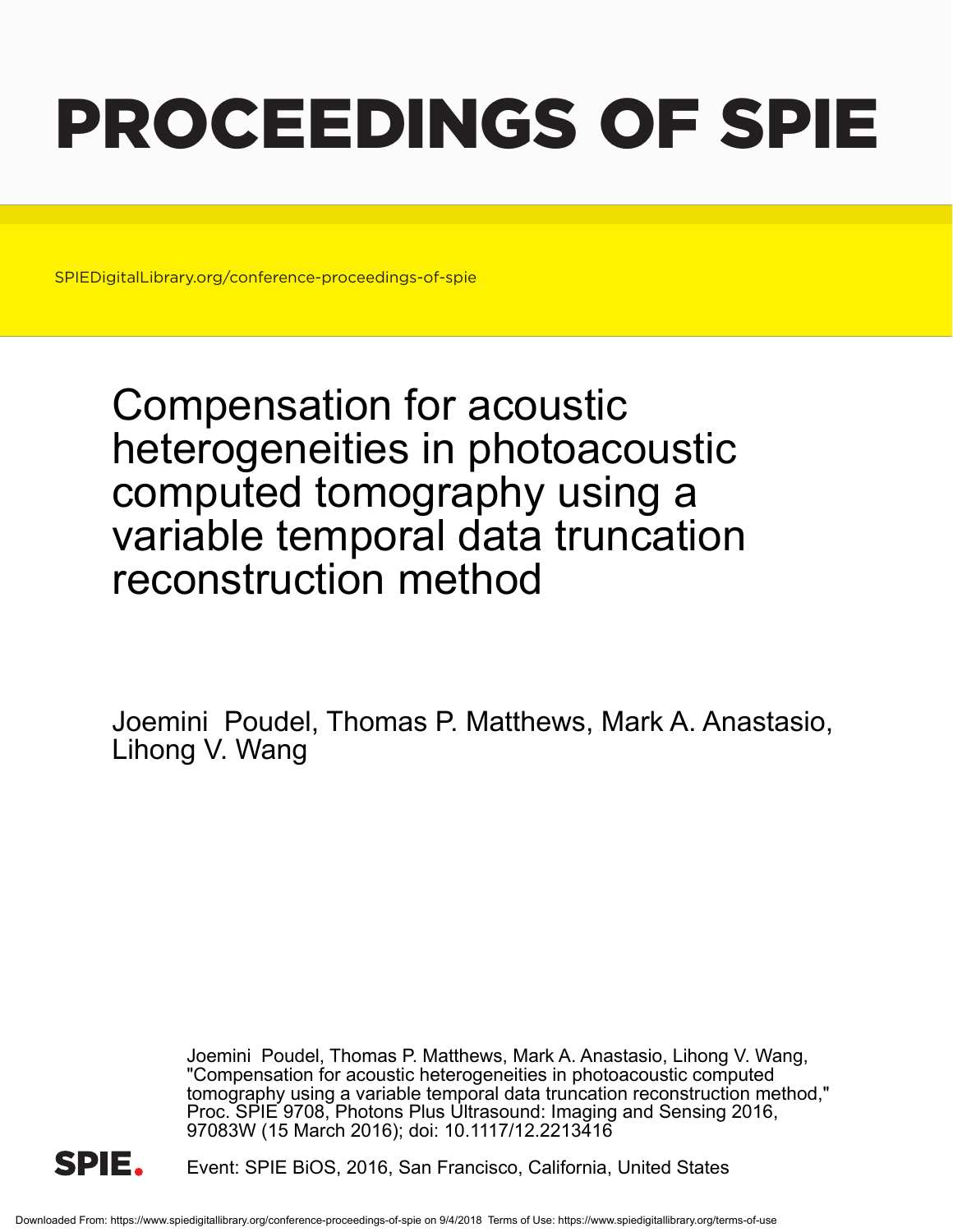# PROCEEDINGS OF SPIE

SPIEDigitalLibrary.org/conference-proceedings-of-spie

# Compensation for acoustic heterogeneities in photoacoustic computed tomography using a variable temporal data truncation reconstruction method

Joemini Poudel, Thomas P. Matthews, Mark A. Anastasio, Lihong V. Wang

Joemini Poudel, Thomas P. Matthews, Mark A. Anastasio, Lihong V. Wang, "Compensation for acoustic heterogeneities in photoacoustic computed tomography using a variable temporal data truncation reconstruction method," Proc. SPIE 9708, Photons Plus Ultrasound: Imaging and Sensing 2016, 97083W (15 March 2016); doi: 10.1117/12.2213416

Event: SPIE BiOS, 2016, San Francisco, California, United States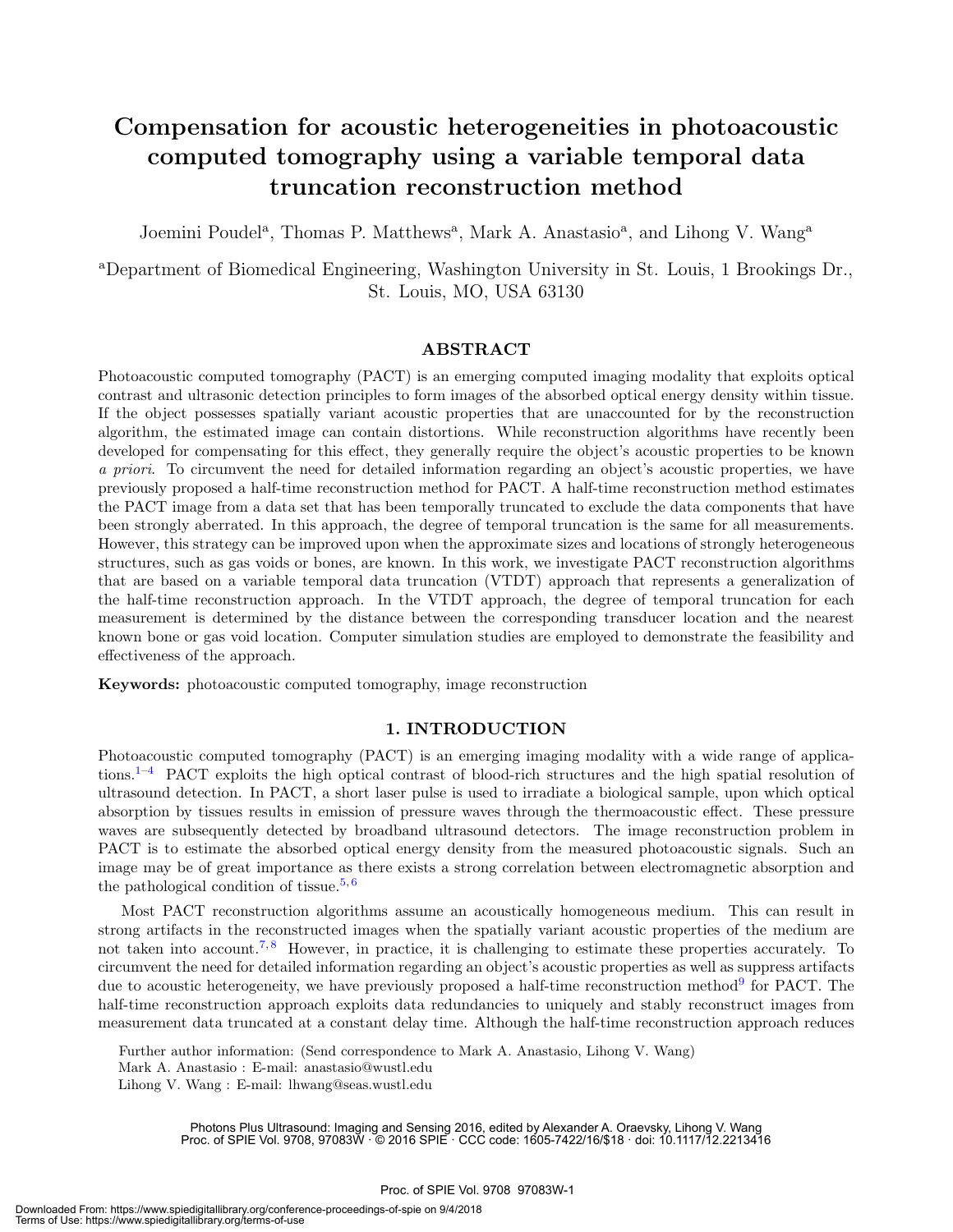# Compensation for acoustic heterogeneities in photoacoustic computed tomography using a variable temporal data truncation reconstruction method

Joemini Poudel[a], Thomas P. Matthews[a], Mark A. Anastasio[a], and Lihong V. Wang[a]

[a]Department of Biomedical Engineering, Washington University in St. Louis, 1 Brookings Dr., St. Louis, MO, USA 63130

## ABSTRACT

Photoacoustic computed tomography (PACT) is an emerging computed imaging modality that exploits optical contrast and ultrasonic detection principles to form images of the absorbed optical energy density within tissue. If the object possesses spatially variant acoustic properties that are unaccounted for by the reconstruction algorithm, the estimated image can contain distortions. While reconstruction algorithms have recently been developed for compensating for this effect, they generally require the object's acoustic properties to be known *a priori*. To circumvent the need for detailed information regarding an object's acoustic properties, we have previously proposed a half-time reconstruction method for PACT. A half-time reconstruction method estimates the PACT image from a data set that has been temporally truncated to exclude the data components that have been strongly aberrated. In this approach, the degree of temporal truncation is the same for all measurements. However, this strategy can be improved upon when the approximate sizes and locations of strongly heterogeneous structures, such as gas voids or bones, are known. In this work, we investigate PACT reconstruction algorithms that are based on a variable temporal data truncation (VTDT) approach that represents a generalization of the half-time reconstruction approach. In the VTDT approach, the degree of temporal truncation for each measurement is determined by the distance between the corresponding transducer location and the nearest known bone or gas void location. Computer simulation studies are employed to demonstrate the feasibility and effectiveness of the approach.

**Keywords:** photoacoustic computed tomography, image reconstruction

## 1. INTRODUCTION

Photoacoustic computed tomography (PACT) is an emerging imaging modality with a wide range of applications.[1–4] PACT exploits the high optical contrast of blood-rich structures and the high spatial resolution of ultrasound detection. In PACT, a short laser pulse is used to irradiate a biological sample, upon which optical absorption by tissues results in emission of pressure waves through the thermoacoustic effect. These pressure waves are subsequently detected by broadband ultrasound detectors. The image reconstruction problem in PACT is to estimate the absorbed optical energy density from the measured photoacoustic signals. Such an image may be of great importance as there exists a strong correlation between electromagnetic absorption and the pathological condition of tissue.[5,6]

Most PACT reconstruction algorithms assume an acoustically homogeneous medium. This can result in strong artifacts in the reconstructed images when the spatially variant acoustic properties of the medium are not taken into account.[7,8] However, in practice, it is challenging to estimate these properties accurately. To circumvent the need for detailed information regarding an object's acoustic properties as well as suppress artifacts due to acoustic heterogeneity, we have previously proposed a half-time reconstruction method[9] for PACT. The half-time reconstruction approach exploits data redundancies to uniquely and stably reconstruct images from measurement data truncated at a constant delay time. Although the half-time reconstruction approach reduces

Further author information: (Send correspondence to Mark A. Anastasio, Lihong V. Wang)
Mark A. Anastasio : E-mail: anastasio@wustl.edu
Lihong V. Wang : E-mail: lhwang@seas.wustl.edu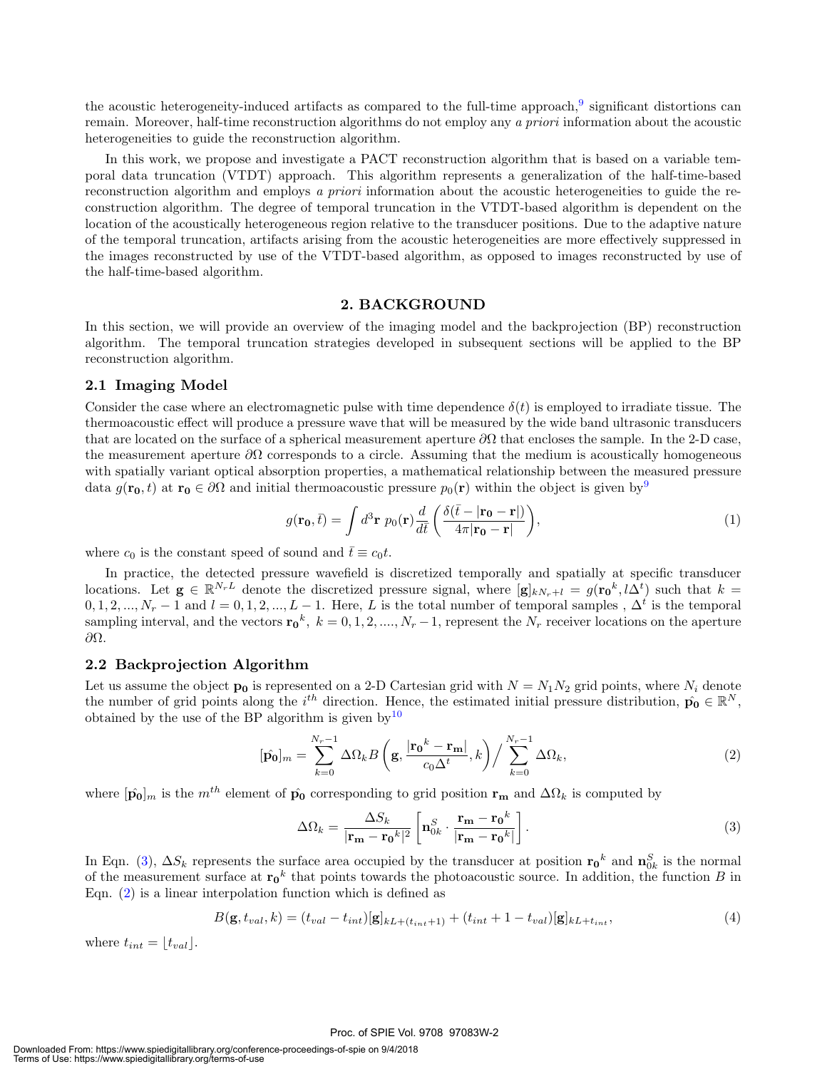the acoustic heterogeneity-induced artifacts as compared to the full-time approach,[9] significant distortions can remain. Moreover, half-time reconstruction algorithms do not employ any *a priori* information about the acoustic heterogeneities to guide the reconstruction algorithm.

In this work, we propose and investigate a PACT reconstruction algorithm that is based on a variable temporal data truncation (VTDT) approach. This algorithm represents a generalization of the half-time-based reconstruction algorithm and employs *a priori* information about the acoustic heterogeneities to guide the reconstruction algorithm. The degree of temporal truncation in the VTDT-based algorithm is dependent on the location of the acoustically heterogeneous region relative to the transducer positions. Due to the adaptive nature of the temporal truncation, artifacts arising from the acoustic heterogeneities are more effectively suppressed in the images reconstructed by use of the VTDT-based algorithm, as opposed to images reconstructed by use of the half-time-based algorithm.

## 2. BACKGROUND

In this section, we will provide an overview of the imaging model and the backprojection (BP) reconstruction algorithm. The temporal truncation strategies developed in subsequent sections will be applied to the BP reconstruction algorithm.

### 2.1 Imaging Model

Consider the case where an electromagnetic pulse with time dependence $\delta(t)$ is employed to irradiate tissue. The thermoacoustic effect will produce a pressure wave that will be measured by the wide band ultrasonic transducers that are located on the surface of a spherical measurement aperture $\partial\Omega$ that encloses the sample. In the 2-D case, the measurement aperture $\partial\Omega$ corresponds to a circle. Assuming that the medium is acoustically homogeneous with spatially variant optical absorption properties, a mathematical relationship between the measured pressure data $g(\mathbf{r_0}, \bar{t})$ at $\mathbf{r_0} \in \partial\Omega$ and initial thermoacoustic pressure $p_0(\mathbf{r})$ within the object is given by[9]

$$g(\mathbf{r_0}, \bar{t}) = \int d^3\mathbf{r}\; p_0(\mathbf{r}) \frac{d}{d\bar{t}} \left( \frac{\delta(\bar{t} - |\mathbf{r_0} - \mathbf{r}|)}{4\pi|\mathbf{r_0} - \mathbf{r}|} \right), \tag{1}$$

where $c_0$ is the constant speed of sound and $\bar{t} \equiv c_0 t$.

In practice, the detected pressure wavefield is discretized temporally and spatially at specific transducer locations. Let $\mathbf{g} \in \mathbb{R}^{N_r L}$ denote the discretized pressure signal, where $[\mathbf{g}]_{kN_r+l} = g(\mathbf{r_0}^k, l\Delta^t)$ such that $k = 0, 1, 2, ..., N_r - 1$ and $l = 0, 1, 2, ..., L-1$. Here, $L$ is the total number of temporal samples , $\Delta^t$ is the temporal sampling interval, and the vectors $\mathbf{r_0}^k,\ k = 0, 1, 2, ...., N_r - 1$, represent the $N_r$ receiver locations on the aperture $\partial\Omega$.

### 2.2 Backprojection Algorithm

Let us assume the object $\mathbf{p_0}$ is represented on a 2-D Cartesian grid with $N = N_1 N_2$ grid points, where $N_i$ denote the number of grid points along the $i^{th}$ direction. Hence, the estimated initial pressure distribution, $\hat{\mathbf{p_0}} \in \mathbb{R}^N$, obtained by the use of the BP algorithm is given by[10]

$$[\hat{\mathbf{p_0}}]_m = \sum_{k=0}^{N_r-1} \Delta\Omega_k B\left(\mathbf{g}, \frac{|\mathbf{r_0}^k - \mathbf{r_m}|}{c_0 \Delta^t}, k\right) \Big/ \sum_{k=0}^{N_r-1} \Delta\Omega_k, \tag{2}$$

where $[\hat{\mathbf{p_0}}]_m$ is the $m^{th}$ element of $\hat{\mathbf{p_0}}$ corresponding to grid position $\mathbf{r_m}$ and $\Delta\Omega_k$ is computed by

$$\Delta\Omega_k = \frac{\Delta S_k}{|\mathbf{r_m} - \mathbf{r_0}^k|^2} \left[ \mathbf{n}_{0k}^S \cdot \frac{\mathbf{r_m} - \mathbf{r_0}^k}{|\mathbf{r_m} - \mathbf{r_0}^k|} \right]. \tag{3}$$

In Eqn. (3), $\Delta S_k$ represents the surface area occupied by the transducer at position $\mathbf{r_0}^k$ and $\mathbf{n}_{0k}^S$ is the normal of the measurement surface at $\mathbf{r_0}^k$ that points towards the photoacoustic source. In addition, the function $B$ in Eqn. (2) is a linear interpolation function which is defined as

$$B(\mathbf{g}, t_{val}, k) = (t_{val} - t_{int})[\mathbf{g}]_{kL+(t_{int}+1)} + (t_{int} + 1 - t_{val})[\mathbf{g}]_{kL+t_{int}}, \tag{4}$$

where $t_{int} = \lfloor t_{val} \rfloor$.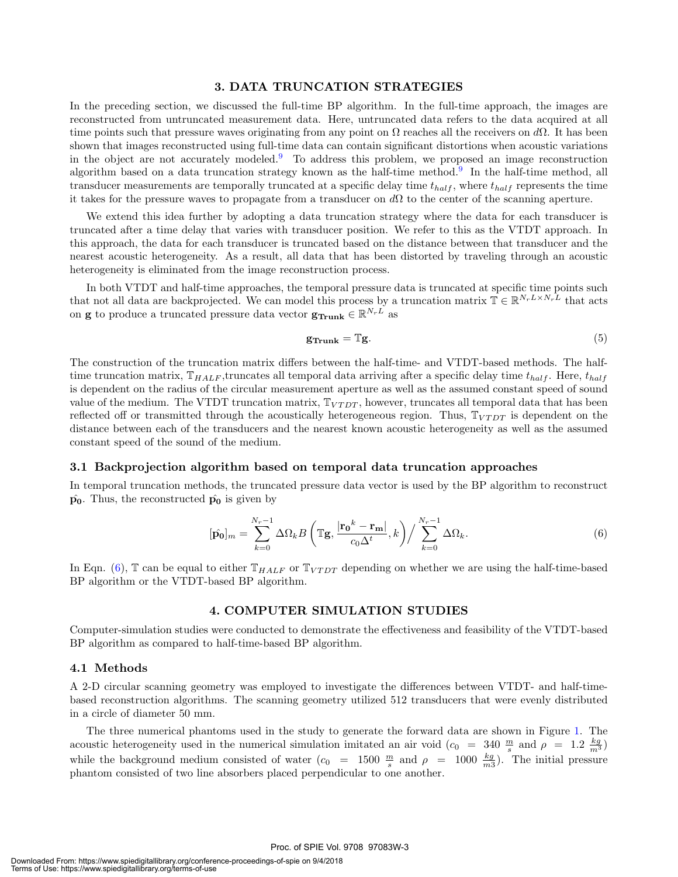## 3. DATA TRUNCATION STRATEGIES

In the preceding section, we discussed the full-time BP algorithm. In the full-time approach, the images are reconstructed from untruncated measurement data. Here, untruncated data refers to the data acquired at all time points such that pressure waves originating from any point on $\Omega$ reaches all the receivers on $d\Omega$. It has been shown that images reconstructed using full-time data can contain significant distortions when acoustic variations in the object are not accurately modeled.[9] To address this problem, we proposed an image reconstruction algorithm based on a data truncation strategy known as the half-time method.[9] In the half-time method, all transducer measurements are temporally truncated at a specific delay time $t_{half}$, where $t_{half}$ represents the time it takes for the pressure waves to propagate from a transducer on $d\Omega$ to the center of the scanning aperture.

We extend this idea further by adopting a data truncation strategy where the data for each transducer is truncated after a time delay that varies with transducer position. We refer to this as the VTDT approach. In this approach, the data for each transducer is truncated based on the distance between that transducer and the nearest acoustic heterogeneity. As a result, all data that has been distorted by traveling through an acoustic heterogeneity is eliminated from the image reconstruction process.

In both VTDT and half-time approaches, the temporal pressure data is truncated at specific time points such that not all data are backprojected. We can model this process by a truncation matrix $\mathbb{T} \in \mathbb{R}^{N_rL \times N_rL}$ that acts on $\mathbf{g}$ to produce a truncated pressure data vector $\mathbf{g_{Trunk}} \in \mathbb{R}^{N_rL}$ as

$$\mathbf{g_{Trunk}} = \mathbb{T}\mathbf{g}. \tag{5}$$

The construction of the truncation matrix differs between the half-time- and VTDT-based methods. The half-time truncation matrix, $\mathbb{T}_{HALF}$,truncates all temporal data arriving after a specific delay time $t_{half}$. Here, $t_{half}$ is dependent on the radius of the circular measurement aperture as well as the assumed constant speed of sound value of the medium. The VTDT truncation matrix, $\mathbb{T}_{VTDT}$, however, truncates all temporal data that has been reflected off or transmitted through the acoustically heterogeneous region. Thus, $\mathbb{T}_{VTDT}$ is dependent on the distance between each of the transducers and the nearest known acoustic heterogeneity as well as the assumed constant speed of the sound of the medium.

### 3.1 Backprojection algorithm based on temporal data truncation approaches

In temporal truncation methods, the truncated pressure data vector is used by the BP algorithm to reconstruct $\hat{\mathbf{p_0}}$. Thus, the reconstructed $\hat{\mathbf{p_0}}$ is given by

$$[\hat{\mathbf{p_0}}]_m = \sum_{k=0}^{N_r-1} \Delta\Omega_k B\left(\mathbb{T}\mathbf{g}, \frac{|\mathbf{r_0}^k - \mathbf{r_m}|}{c_0 \Delta^t}, k\right) \Big/ \sum_{k=0}^{N_r-1} \Delta\Omega_k. \tag{6}$$

In Eqn. (6), $\mathbb{T}$ can be equal to either $\mathbb{T}_{HALF}$ or $\mathbb{T}_{VTDT}$ depending on whether we are using the half-time-based BP algorithm or the VTDT-based BP algorithm.

## 4. COMPUTER SIMULATION STUDIES

Computer-simulation studies were conducted to demonstrate the effectiveness and feasibility of the VTDT-based BP algorithm as compared to half-time-based BP algorithm.

### 4.1 Methods

A 2-D circular scanning geometry was employed to investigate the differences between VTDT- and half-time-based reconstruction algorithms. The scanning geometry utilized 512 transducers that were evenly distributed in a circle of diameter 50 mm.

The three numerical phantoms used in the study to generate the forward data are shown in Figure 1. The acoustic heterogeneity used in the numerical simulation imitated an air void ($c_0 = 340 \ \frac{m}{s}$ and $\rho = 1.2 \ \frac{kg}{m^3}$) while the background medium consisted of water ($c_0 = 1500 \ \frac{m}{s}$ and $\rho = 1000 \ \frac{kg}{m3}$). The initial pressure phantom consisted of two line absorbers placed perpendicular to one another.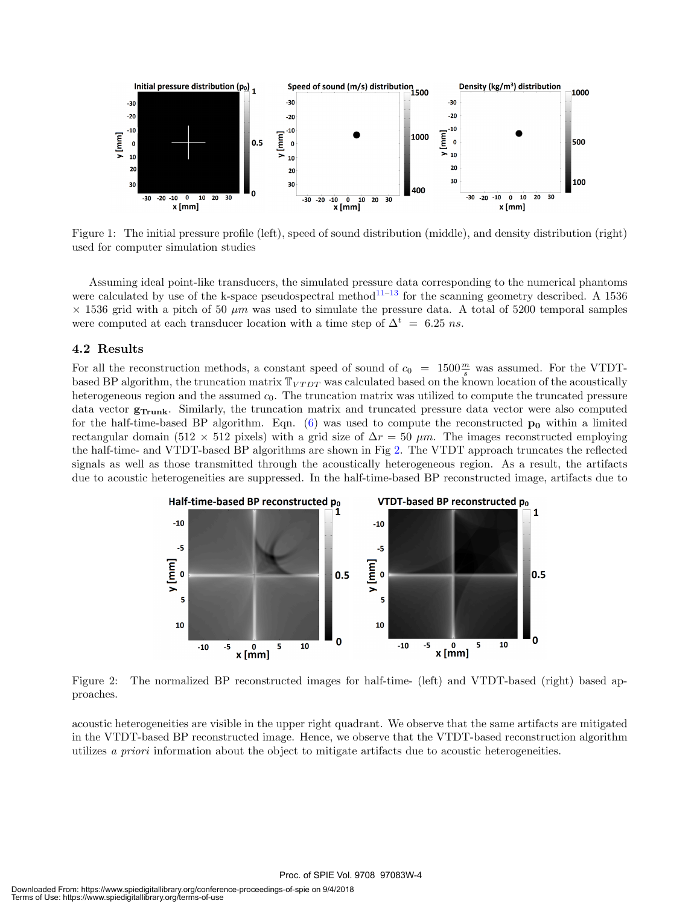Figure 1: The initial pressure profile (left), speed of sound distribution (middle), and density distribution (right) used for computer simulation studies

Assuming ideal point-like transducers, the simulated pressure data corresponding to the numerical phantoms were calculated by use of the k-space pseudospectral method[11–13] for the scanning geometry described. A 1536 × 1536 grid with a pitch of 50 $\mu m$ was used to simulate the pressure data. A total of 5200 temporal samples were computed at each transducer location with a time step of $\Delta^t = 6.25\ ns$.

### 4.2 Results

For all the reconstruction methods, a constant speed of sound of $c_0 = 1500\frac{m}{s}$ was assumed. For the VTDT-based BP algorithm, the truncation matrix $\mathbb{T}_{VTDT}$ was calculated based on the known location of the acoustically heterogeneous region and the assumed $c_0$. The truncation matrix was utilized to compute the truncated pressure data vector $\mathbf{g_{Trunk}}$. Similarly, the truncation matrix and truncated pressure data vector were also computed for the half-time-based BP algorithm. Eqn. (6) was used to compute the reconstructed $\mathbf{p_0}$ within a limited rectangular domain (512 × 512 pixels) with a grid size of $\Delta r = 50\ \mu m$. The images reconstructed employing the half-time- and VTDT-based BP algorithms are shown in Fig 2. The VTDT approach truncates the reflected signals as well as those transmitted through the acoustically heterogeneous region. As a result, the artifacts due to acoustic heterogeneities are suppressed. In the half-time-based BP reconstructed image, artifacts due to acoustic heterogeneities are visible in the upper right quadrant. We observe that the same artifacts are mitigated in the VTDT-based BP reconstructed image. Hence, we observe that the VTDT-based reconstruction algorithm utilizes *a priori* information about the object to mitigate artifacts due to acoustic heterogeneities.

Figure 2: The normalized BP reconstructed images for half-time- (left) and VTDT-based (right) based approaches.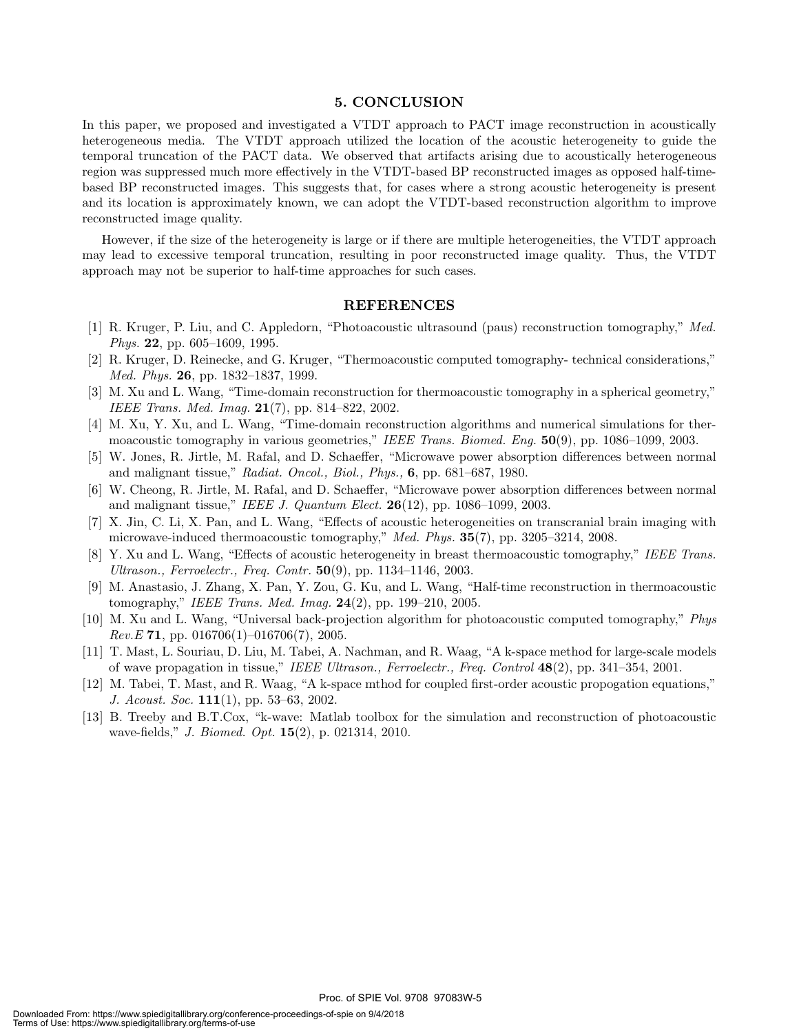## 5. CONCLUSION

In this paper, we proposed and investigated a VTDT approach to PACT image reconstruction in acoustically heterogeneous media. The VTDT approach utilized the location of the acoustic heterogeneity to guide the temporal truncation of the PACT data. We observed that artifacts arising due to acoustically heterogeneous region was suppressed much more effectively in the VTDT-based BP reconstructed images as opposed half-time-based BP reconstructed images. This suggests that, for cases where a strong acoustic heterogeneity is present and its location is approximately known, we can adopt the VTDT-based reconstruction algorithm to improve reconstructed image quality.

However, if the size of the heterogeneity is large or if there are multiple heterogeneities, the VTDT approach may lead to excessive temporal truncation, resulting in poor reconstructed image quality. Thus, the VTDT approach may not be superior to half-time approaches for such cases.

## REFERENCES

[1] R. Kruger, P. Liu, and C. Appledorn, "Photoacoustic ultrasound (paus) reconstruction tomography," *Med. Phys.* **22**, pp. 605–1609, 1995.

[2] R. Kruger, D. Reinecke, and G. Kruger, "Thermoacoustic computed tomography- technical considerations," *Med. Phys.* **26**, pp. 1832–1837, 1999.

[3] M. Xu and L. Wang, "Time-domain reconstruction for thermoacoustic tomography in a spherical geometry," *IEEE Trans. Med. Imag.* **21**(7), pp. 814–822, 2002.

[4] M. Xu, Y. Xu, and L. Wang, "Time-domain reconstruction algorithms and numerical simulations for thermoacoustic tomography in various geometries," *IEEE Trans. Biomed. Eng.* **50**(9), pp. 1086–1099, 2003.

[5] W. Jones, R. Jirtle, M. Rafal, and D. Schaeffer, "Microwave power absorption differences between normal and malignant tissue," *Radiat. Oncol., Biol., Phys.,* **6**, pp. 681–687, 1980.

[6] W. Cheong, R. Jirtle, M. Rafal, and D. Schaeffer, "Microwave power absorption differences between normal and malignant tissue," *IEEE J. Quantum Elect.* **26**(12), pp. 1086–1099, 2003.

[7] X. Jin, C. Li, X. Pan, and L. Wang, "Effects of acoustic heterogeneities on transcranial brain imaging with microwave-induced thermoacoustic tomography," *Med. Phys.* **35**(7), pp. 3205–3214, 2008.

[8] Y. Xu and L. Wang, "Effects of acoustic heterogeneity in breast thermoacoustic tomography," *IEEE Trans. Ultrason., Ferroelectr., Freq. Contr.* **50**(9), pp. 1134–1146, 2003.

[9] M. Anastasio, J. Zhang, X. Pan, Y. Zou, G. Ku, and L. Wang, "Half-time reconstruction in thermoacoustic tomography," *IEEE Trans. Med. Imag.* **24**(2), pp. 199–210, 2005.

[10] M. Xu and L. Wang, "Universal back-projection algorithm for photoacoustic computed tomography," *Phys Rev.E* **71**, pp. 016706(1)–016706(7), 2005.

[11] T. Mast, L. Souriau, D. Liu, M. Tabei, A. Nachman, and R. Waag, "A k-space method for large-scale models of wave propagation in tissue," *IEEE Ultrason., Ferroelectr., Freq. Control* **48**(2), pp. 341–354, 2001.

[12] M. Tabei, T. Mast, and R. Waag, "A k-space mthod for coupled first-order acoustic propogation equations," *J. Acoust. Soc.* **111**(1), pp. 53–63, 2002.

[13] B. Treeby and B.T.Cox, "k-wave: Matlab toolbox for the simulation and reconstruction of photoacoustic wave-fields," *J. Biomed. Opt.* **15**(2), p. 021314, 2010.